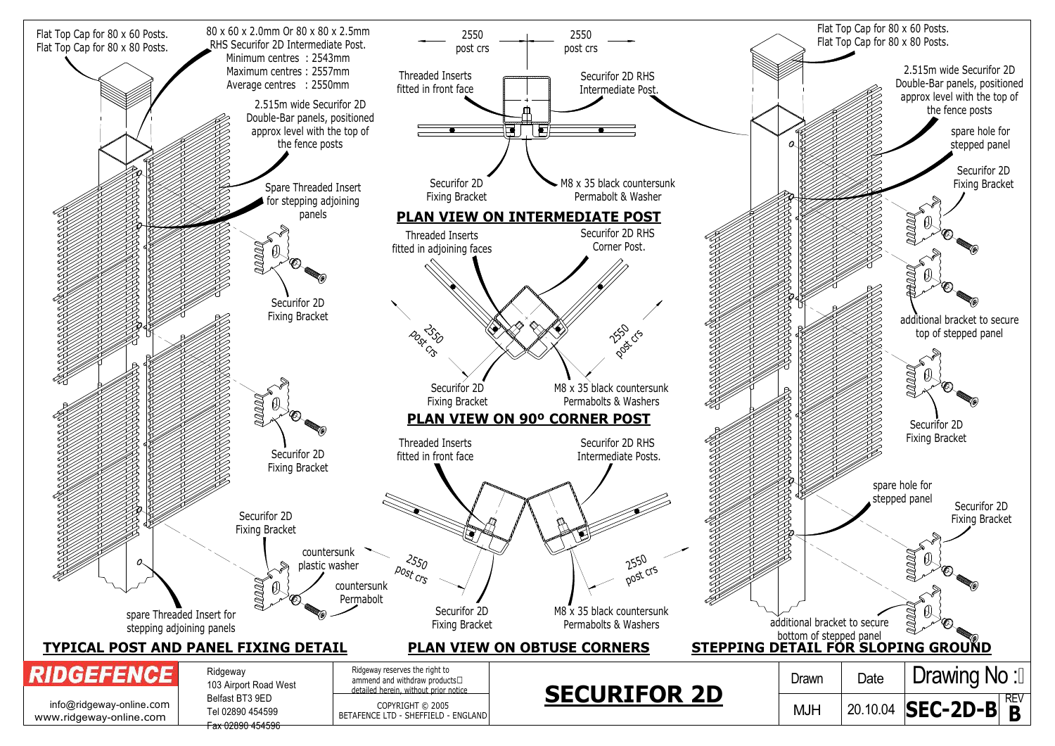## TYPICAL POST AND PANEL FIXING DETAIL

Flat Top Cap for 80 x 60 Posts.
Flat Top Cap for 80 x 80 Posts.

80 x 60 x 2.0mm Or 80 x 80 x 2.5mm RHS Securifor 2D Intermediate Post.
Minimum centres : 2543mm
Maximum centres : 2557mm
Average centres : 2550mm

2.515m wide Securifor 2D Double-Bar panels, positioned approx level with the top of the fence posts

Spare Threaded Insert for stepping adjoining panels

Securifor 2D Fixing Bracket

Securifor 2D Fixing Bracket

Securifor 2D Fixing Bracket

countersunk plastic washer

countersunk Permabolt

spare Threaded Insert for stepping adjoining panels

## PLAN VIEW ON INTERMEDIATE POST

2550 post crs | 2550 post crs

Threaded Inserts fitted in front face

Securifor 2D RHS Intermediate Post.

Securifor 2D Fixing Bracket

M8 x 35 black countersunk Permabolt & Washer

## PLAN VIEW ON 90º CORNER POST

Threaded Inserts fitted in adjoining faces

Securifor 2D RHS Corner Post.

2550 post crs | 2550 post crs

Securifor 2D Fixing Bracket

M8 x 35 black countersunk Permabolts & Washers

## PLAN VIEW ON OBTUSE CORNERS

Threaded Inserts fitted in front face

Securifor 2D RHS Intermediate Posts.

2550 post crs | 2550 post crs

Securifor 2D Fixing Bracket

M8 x 35 black countersunk Permabolts & Washers

## STEPPING DETAIL FOR SLOPING GROUND

Flat Top Cap for 80 x 60 Posts.
Flat Top Cap for 80 x 80 Posts.

2.515m wide Securifor 2D Double-Bar panels, positioned approx level with the top of the fence posts

spare hole for stepped panel

Securifor 2D Fixing Bracket

additional bracket to secure top of stepped panel

Securifor 2D Fixing Bracket

spare hole for stepped panel

Securifor 2D Fixing Bracket

additional bracket to secure bottom of stepped panel

---

**RIDGEFENCE**
info@ridgeway-online.com
www.ridgeway-online.com

Ridgeway
103 Airport Road West
Belfast BT3 9ED
Tel 02890 454599
Fax 02890 454596

Ridgeway reserves the right to ammend and withdraw products detailed herein, without prior notice

COPYRIGHT © 2005
BETAFENCE LTD - SHEFFIELD - ENGLAND

# SECURIFOR 2D

| Drawn | Date | Drawing No : | REV |
|---|---|---|---|
| MJH | 20.10.04 | SEC-2D-B | B |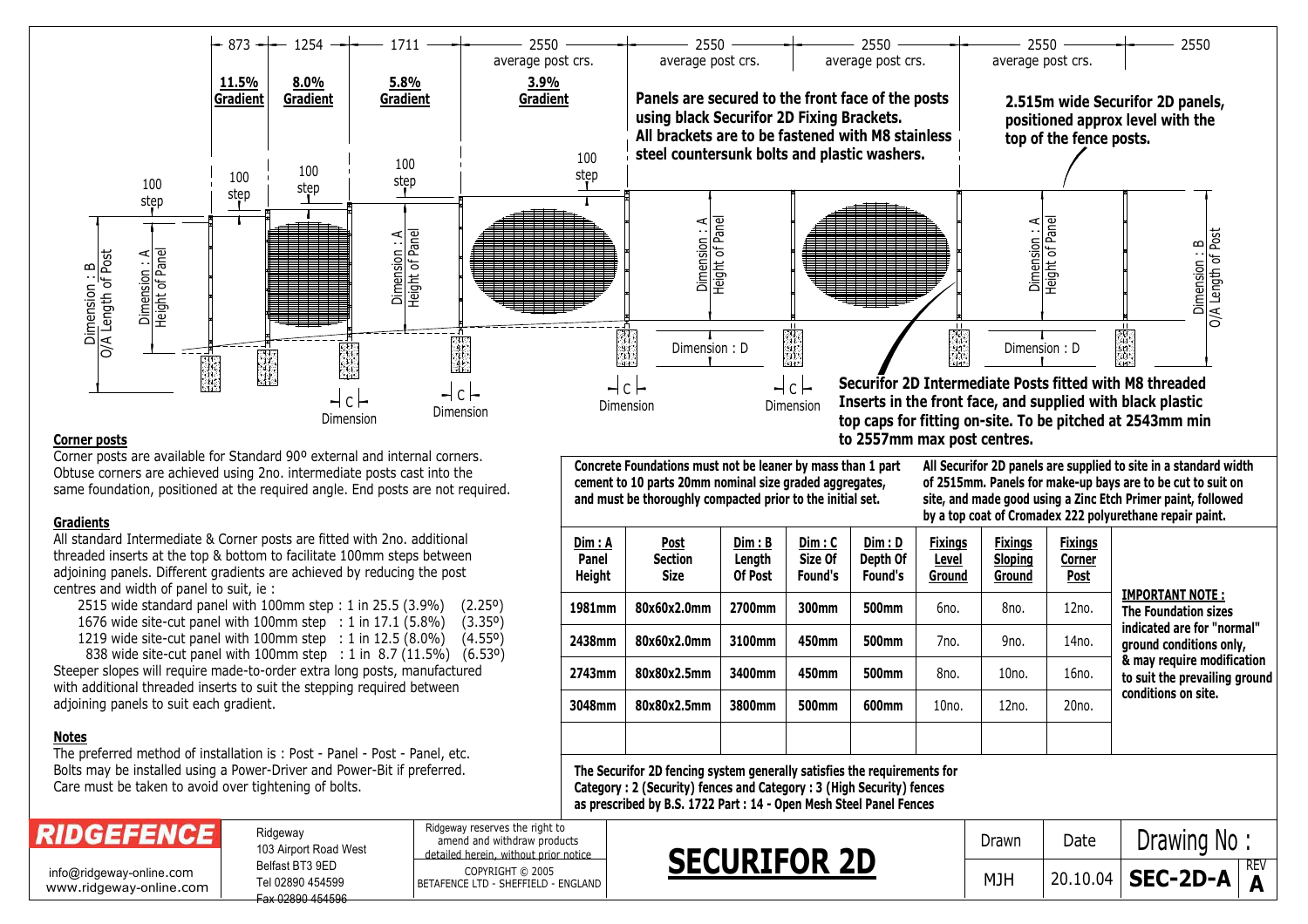873 — 1254 — 1711 — 2550 average post crs. — 2550 average post crs. — 2550 average post crs. — 2550 average post crs. — 2550

**11.5% Gradient** | **8.0% Gradient** | **5.8% Gradient** | **3.9% Gradient**

100 step | 100 step | 100 step | 100 step | 100 step

**Panels are secured to the front face of the posts using black Securifor 2D Fixing Brackets. All brackets are to be fastened with M8 stainless steel countersunk bolts and plastic washers.**

**2.515m wide Securifor 2D panels, positioned approx level with the top of the fence posts.**

Dimension : B O/A Length of Post

Dimension : A Height of Panel

Dimension : D

C Dimension

**Securifor 2D Intermediate Posts fitted with M8 threaded Inserts in the front face, and supplied with black plastic top caps for fitting on-site. To be pitched at 2543mm min to 2557mm max post centres.**

## Corner posts

Corner posts are available for Standard 90º external and internal corners. Obtuse corners are achieved using 2no. intermediate posts cast into the same foundation, positioned at the required angle. End posts are not required.

## Gradients

All standard Intermediate & Corner posts are fitted with 2no. additional threaded inserts at the top & bottom to facilitate 100mm steps between adjoining panels. Different gradients are achieved by reducing the post centres and width of panel to suit, ie :

- 2515 wide standard panel with 100mm step : 1 in 25.5 (3.9%) (2.25º)
- 1676 wide site-cut panel with 100mm step : 1 in 17.1 (5.8%) (3.35º)
- 1219 wide site-cut panel with 100mm step : 1 in 12.5 (8.0%) (4.55º)
- 838 wide site-cut panel with 100mm step : 1 in 8.7 (11.5%) (6.53º)

Steeper slopes will require made-to-order extra long posts, manufactured with additional threaded inserts to suit the stepping required between adjoining panels to suit each gradient.

## Notes

The preferred method of installation is : Post - Panel - Post - Panel, etc. Bolts may be installed using a Power-Driver and Power-Bit if preferred. Care must be taken to avoid over tightening of bolts.

**Concrete Foundations must not be leaner by mass than 1 part cement to 10 parts 20mm nominal size graded aggregates, and must be thoroughly compacted prior to the initial set.**

**All Securifor 2D panels are supplied to site in a standard width of 2515mm. Panels for make-up bays are to be cut to suit on site, and made good using a Zinc Etch Primer paint, followed by a top coat of Cromadex 222 polyurethane repair paint.**

| Dim : A Panel Height | Post Section Size | Dim : B Length Of Post | Dim : C Size Of Found's | Dim : D Depth Of Found's | Fixings Level Ground | Fixings Sloping Ground | Fixings Corner Post |
|---|---|---|---|---|---|---|---|
| 1981mm | 80x60x2.0mm | 2700mm | 300mm | 500mm | 6no. | 8no. | 12no. |
| 2438mm | 80x60x2.0mm | 3100mm | 450mm | 500mm | 7no. | 9no. | 14no. |
| 2743mm | 80x80x2.5mm | 3400mm | 450mm | 500mm | 8no. | 10no. | 16no. |
| 3048mm | 80x80x2.5mm | 3800mm | 500mm | 600mm | 10no. | 12no. | 20no. |

**IMPORTANT NOTE :** **The Foundation sizes indicated are for "normal" ground conditions only, & may require modification to suit the prevailing ground conditions on site.**

**The Securifor 2D fencing system generally satisfies the requirements for Category : 2 (Security) fences and Category : 3 (High Security) fences as prescribed by B.S. 1722 Part : 14 - Open Mesh Steel Panel Fences**

**RIDGEFENCE**

info@ridgeway-online.com
www.ridgeway-online.com

Ridgeway
103 Airport Road West
Belfast BT3 9ED
Tel 02890 454599
Fax 02890 454596

Ridgeway reserves the right to amend and withdraw products detailed herein, without prior notice

COPYRIGHT © 2005
BETAFENCE LTD - SHEFFIELD - ENGLAND

# SECURIFOR 2D

| Drawn | Date | Drawing No : | REV |
|---|---|---|---|
| MJH | 20.10.04 | **SEC-2D-A** | **A** |